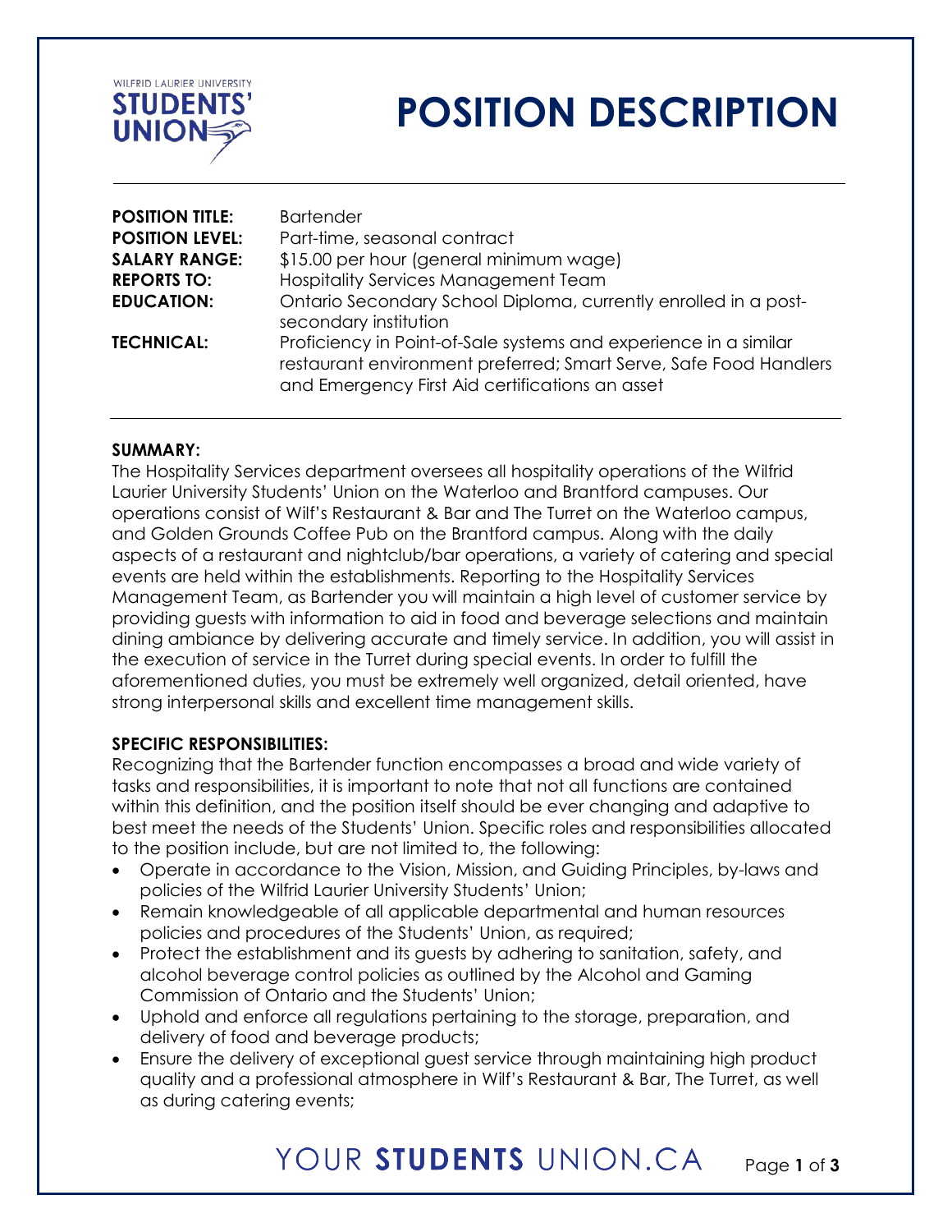WILFRID LAURIER UNIVERSITY STUDENTS' UNION

# POSITION DESCRIPTION

| | |
|---|---|
| **POSITION TITLE:** | Bartender |
| **POSITION LEVEL:** | Part-time, seasonal contract |
| **SALARY RANGE:** | $15.00 per hour (general minimum wage) |
| **REPORTS TO:** | Hospitality Services Management Team |
| **EDUCATION:** | Ontario Secondary School Diploma, currently enrolled in a post-secondary institution |
| **TECHNICAL:** | Proficiency in Point-of-Sale systems and experience in a similar restaurant environment preferred; Smart Serve, Safe Food Handlers and Emergency First Aid certifications an asset |

**SUMMARY:**

The Hospitality Services department oversees all hospitality operations of the Wilfrid Laurier University Students' Union on the Waterloo and Brantford campuses. Our operations consist of Wilf's Restaurant & Bar and The Turret on the Waterloo campus, and Golden Grounds Coffee Pub on the Brantford campus. Along with the daily aspects of a restaurant and nightclub/bar operations, a variety of catering and special events are held within the establishments. Reporting to the Hospitality Services Management Team, as Bartender you will maintain a high level of customer service by providing guests with information to aid in food and beverage selections and maintain dining ambiance by delivering accurate and timely service. In addition, you will assist in the execution of service in the Turret during special events. In order to fulfill the aforementioned duties, you must be extremely well organized, detail oriented, have strong interpersonal skills and excellent time management skills.

**SPECIFIC RESPONSIBILITIES:**

Recognizing that the Bartender function encompasses a broad and wide variety of tasks and responsibilities, it is important to note that not all functions are contained within this definition, and the position itself should be ever changing and adaptive to best meet the needs of the Students' Union. Specific roles and responsibilities allocated to the position include, but are not limited to, the following:

- Operate in accordance to the Vision, Mission, and Guiding Principles, by-laws and policies of the Wilfrid Laurier University Students' Union;
- Remain knowledgeable of all applicable departmental and human resources policies and procedures of the Students' Union, as required;
- Protect the establishment and its guests by adhering to sanitation, safety, and alcohol beverage control policies as outlined by the Alcohol and Gaming Commission of Ontario and the Students' Union;
- Uphold and enforce all regulations pertaining to the storage, preparation, and delivery of food and beverage products;
- Ensure the delivery of exceptional guest service through maintaining high product quality and a professional atmosphere in Wilf's Restaurant & Bar, The Turret, as well as during catering events;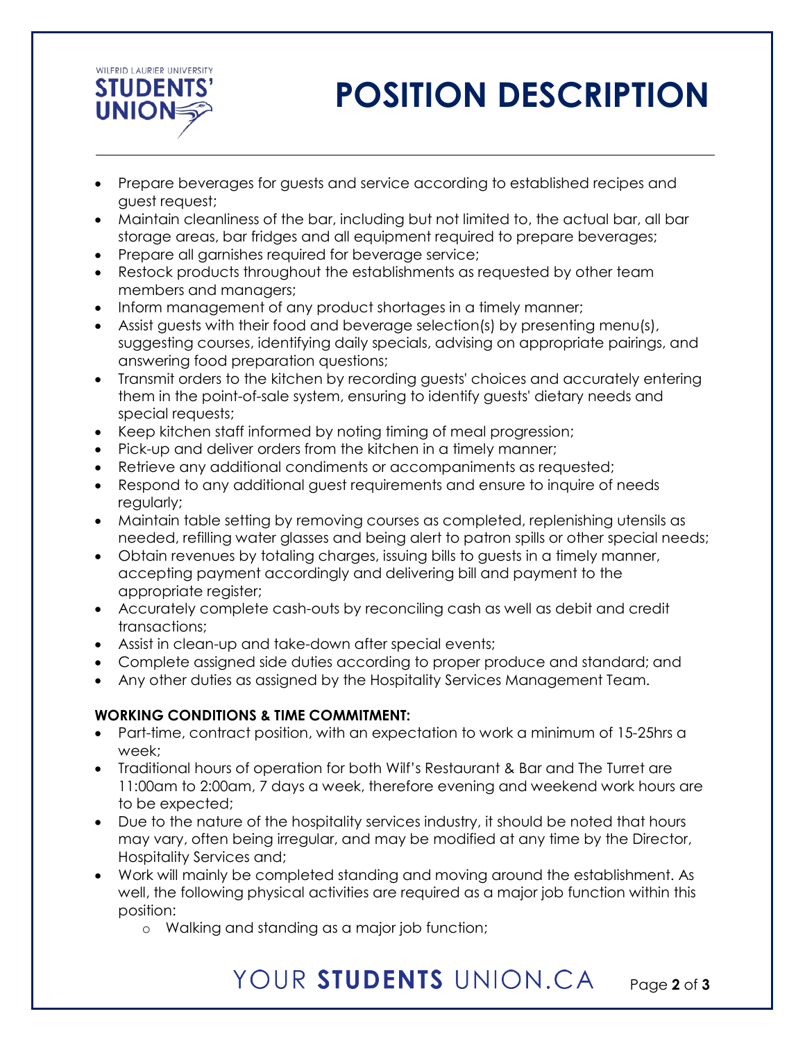- Prepare beverages for guests and service according to established recipes and guest request;
- Maintain cleanliness of the bar, including but not limited to, the actual bar, all bar storage areas, bar fridges and all equipment required to prepare beverages;
- Prepare all garnishes required for beverage service;
- Restock products throughout the establishments as requested by other team members and managers;
- Inform management of any product shortages in a timely manner;
- Assist guests with their food and beverage selection(s) by presenting menu(s), suggesting courses, identifying daily specials, advising on appropriate pairings, and answering food preparation questions;
- Transmit orders to the kitchen by recording guests' choices and accurately entering them in the point-of-sale system, ensuring to identify guests' dietary needs and special requests;
- Keep kitchen staff informed by noting timing of meal progression;
- Pick-up and deliver orders from the kitchen in a timely manner;
- Retrieve any additional condiments or accompaniments as requested;
- Respond to any additional guest requirements and ensure to inquire of needs regularly;
- Maintain table setting by removing courses as completed, replenishing utensils as needed, refilling water glasses and being alert to patron spills or other special needs;
- Obtain revenues by totaling charges, issuing bills to guests in a timely manner, accepting payment accordingly and delivering bill and payment to the appropriate register;
- Accurately complete cash-outs by reconciling cash as well as debit and credit transactions;
- Assist in clean-up and take-down after special events;
- Complete assigned side duties according to proper produce and standard; and
- Any other duties as assigned by the Hospitality Services Management Team.

**WORKING CONDITIONS & TIME COMMITMENT:**

- Part-time, contract position, with an expectation to work a minimum of 15-25hrs a week;
- Traditional hours of operation for both Wilf's Restaurant & Bar and The Turret are 11:00am to 2:00am, 7 days a week, therefore evening and weekend work hours are to be expected;
- Due to the nature of the hospitality services industry, it should be noted that hours may vary, often being irregular, and may be modified at any time by the Director, Hospitality Services and;
- Work will mainly be completed standing and moving around the establishment. As well, the following physical activities are required as a major job function within this position:
  - Walking and standing as a major job function;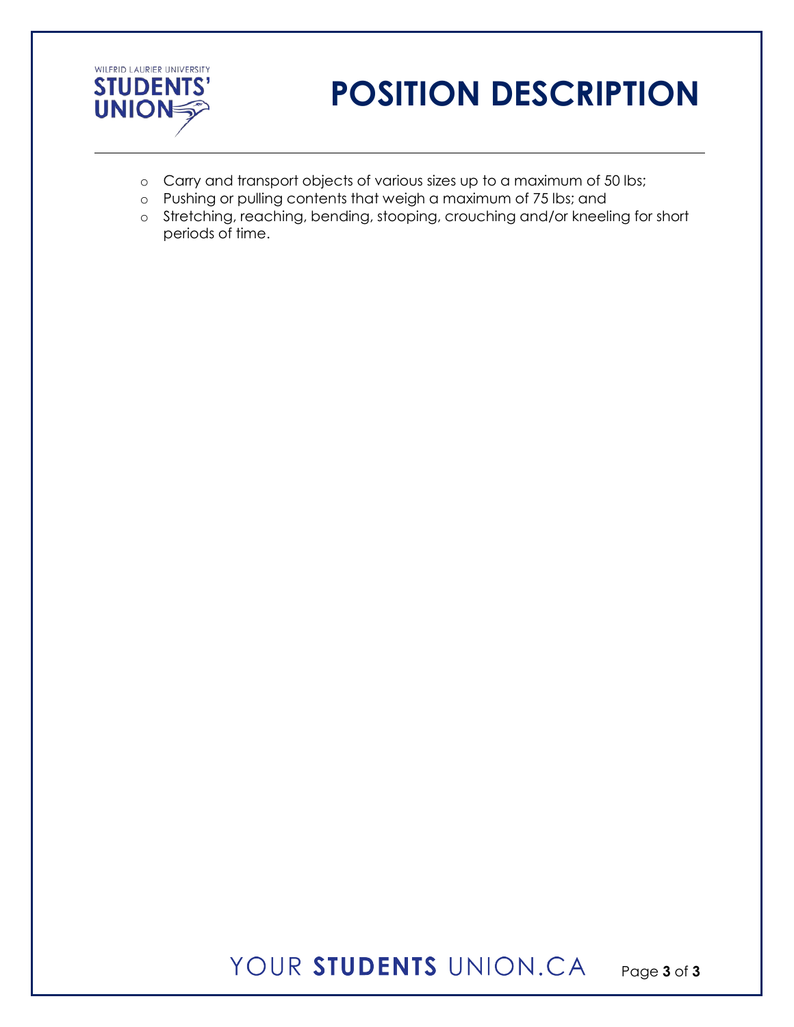- Carry and transport objects of various sizes up to a maximum of 50 lbs;
- Pushing or pulling contents that weigh a maximum of 75 lbs; and
- Stretching, reaching, bending, stooping, crouching and/or kneeling for short periods of time.